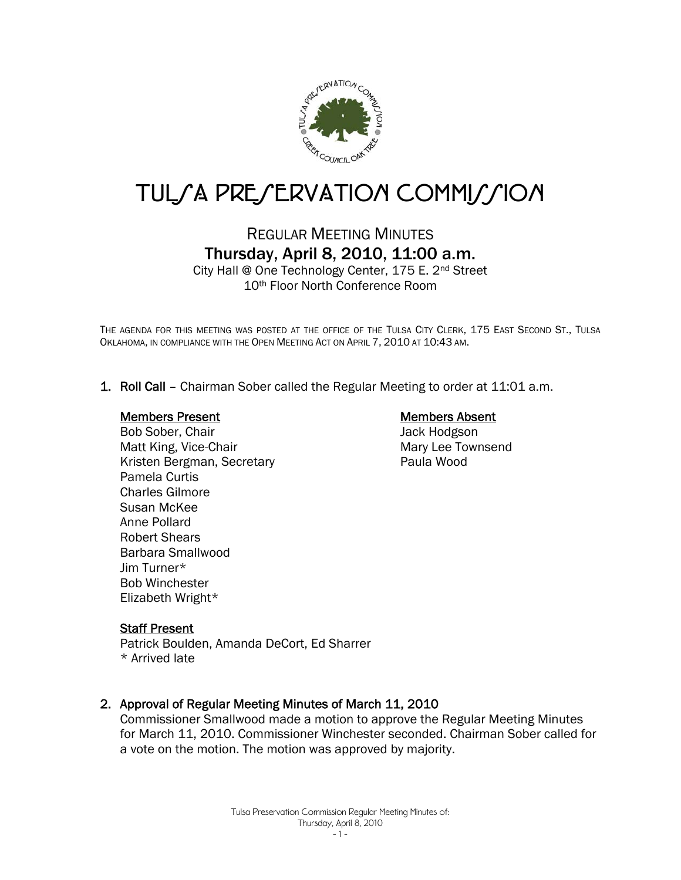# TULSA PRESERVATION COMMISSION

## REGULAR MEETING MINUTES

## Thursday, April 8, 2010, 11:00 a.m.

City Hall @ One Technology Center, 175 E. 2nd Street
10th Floor North Conference Room

THE AGENDA FOR THIS MEETING WAS POSTED AT THE OFFICE OF THE TULSA CITY CLERK, 175 EAST SECOND ST., TULSA OKLAHOMA, IN COMPLIANCE WITH THE OPEN MEETING ACT ON APRIL 7, 2010 AT 10:43 AM.

**1. Roll Call** – Chairman Sober called the Regular Meeting to order at 11:01 a.m.

**Members Present**
Bob Sober, Chair
Matt King, Vice-Chair
Kristen Bergman, Secretary
Pamela Curtis
Charles Gilmore
Susan McKee
Anne Pollard
Robert Shears
Barbara Smallwood
Jim Turner*
Bob Winchester
Elizabeth Wright*

**Members Absent**
Jack Hodgson
Mary Lee Townsend
Paula Wood

**Staff Present**
Patrick Boulden, Amanda DeCort, Ed Sharrer
* Arrived late

**2. Approval of Regular Meeting Minutes of March 11, 2010**
Commissioner Smallwood made a motion to approve the Regular Meeting Minutes for March 11, 2010. Commissioner Winchester seconded. Chairman Sober called for a vote on the motion. The motion was approved by majority.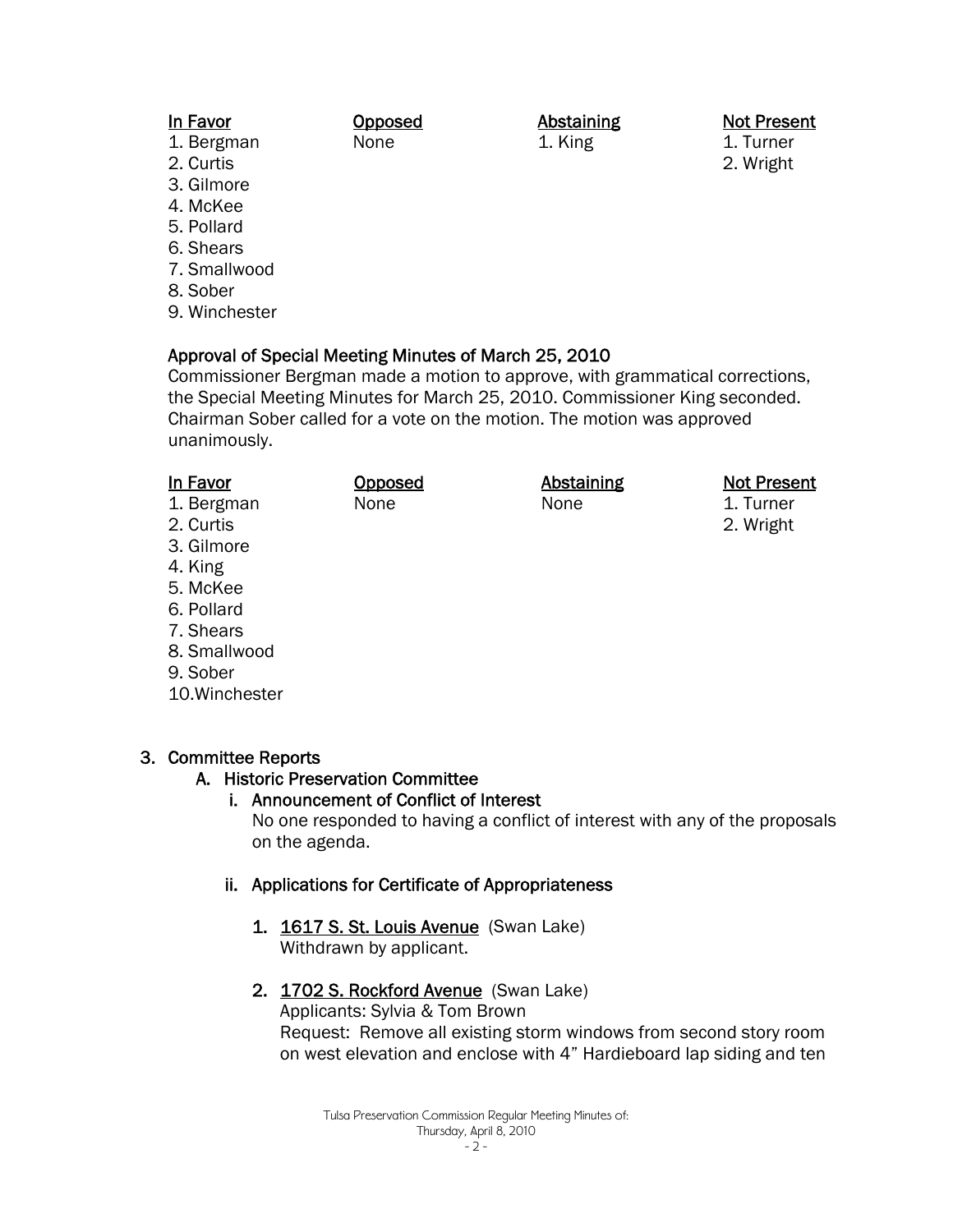| In Favor | Opposed | Abstaining | Not Present |
|---|---|---|---|
| 1. Bergman | None | 1. King | 1. Turner |
| 2. Curtis | | | 2. Wright |
| 3. Gilmore | | | |
| 4. McKee | | | |
| 5. Pollard | | | |
| 6. Shears | | | |
| 7. Smallwood | | | |
| 8. Sober | | | |
| 9. Winchester | | | |

**Approval of Special Meeting Minutes of March 25, 2010**

Commissioner Bergman made a motion to approve, with grammatical corrections, the Special Meeting Minutes for March 25, 2010. Commissioner King seconded. Chairman Sober called for a vote on the motion. The motion was approved unanimously.

| In Favor | Opposed | Abstaining | Not Present |
|---|---|---|---|
| 1. Bergman | None | None | 1. Turner |
| 2. Curtis | | | 2. Wright |
| 3. Gilmore | | | |
| 4. King | | | |
| 5. McKee | | | |
| 6. Pollard | | | |
| 7. Shears | | | |
| 8. Smallwood | | | |
| 9. Sober | | | |
| 10.Winchester | | | |

3. **Committee Reports**
   - A. **Historic Preservation Committee**
     - i. **Announcement of Conflict of Interest**
       No one responded to having a conflict of interest with any of the proposals on the agenda.
     - ii. **Applications for Certificate of Appropriateness**
       1. **1617 S. St. Louis Avenue** (Swan Lake)
          Withdrawn by applicant.
       2. **1702 S. Rockford Avenue** (Swan Lake)
          Applicants: Sylvia & Tom Brown
          Request: Remove all existing storm windows from second story room on west elevation and enclose with 4" Hardieboard lap siding and ten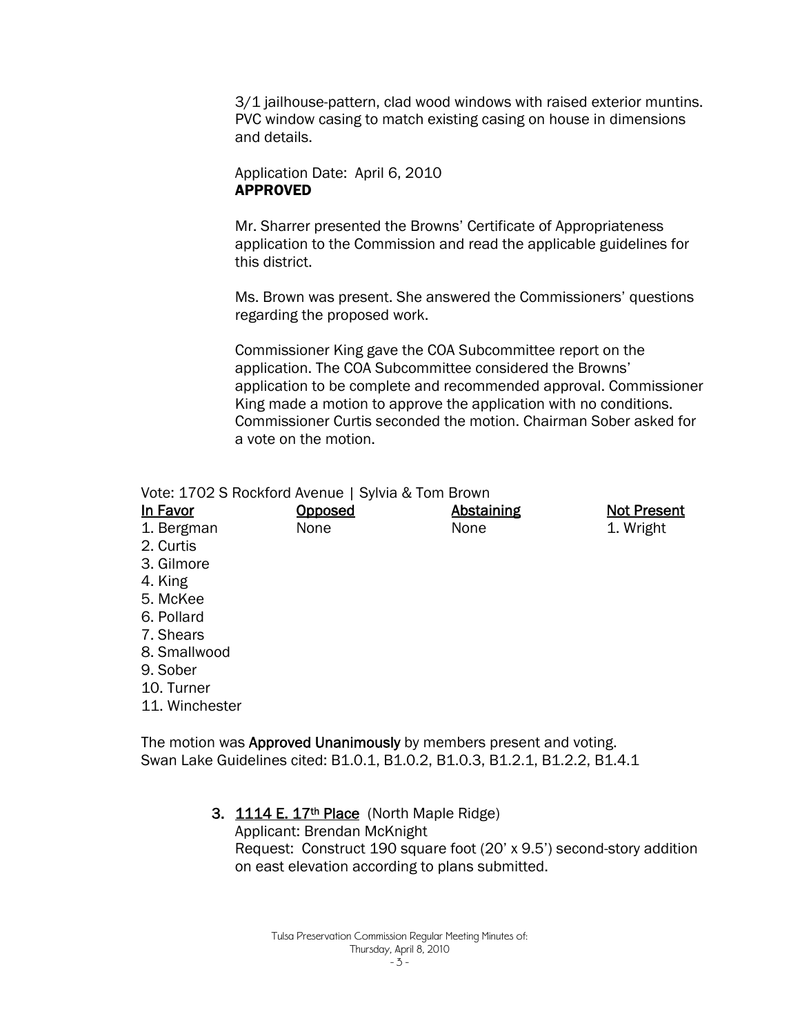3/1 jailhouse-pattern, clad wood windows with raised exterior muntins. PVC window casing to match existing casing on house in dimensions and details.

Application Date: April 6, 2010
**APPROVED**

Mr. Sharrer presented the Browns' Certificate of Appropriateness application to the Commission and read the applicable guidelines for this district.

Ms. Brown was present. She answered the Commissioners' questions regarding the proposed work.

Commissioner King gave the COA Subcommittee report on the application. The COA Subcommittee considered the Browns' application to be complete and recommended approval. Commissioner King made a motion to approve the application with no conditions. Commissioner Curtis seconded the motion. Chairman Sober asked for a vote on the motion.

Vote: 1702 S Rockford Avenue | Sylvia & Tom Brown

| In Favor | Opposed | Abstaining | Not Present |
|---|---|---|---|
| 1. Bergman | None | None | 1. Wright |
| 2. Curtis | | | |
| 3. Gilmore | | | |
| 4. King | | | |
| 5. McKee | | | |
| 6. Pollard | | | |
| 7. Shears | | | |
| 8. Smallwood | | | |
| 9. Sober | | | |
| 10. Turner | | | |
| 11. Winchester | | | |

The motion was **Approved Unanimously** by members present and voting.
Swan Lake Guidelines cited: B1.0.1, B1.0.2, B1.0.3, B1.2.1, B1.2.2, B1.4.1

3. 1114 E. 17th Place (North Maple Ridge)
   Applicant: Brendan McKnight
   Request: Construct 190 square foot (20' x 9.5') second-story addition on east elevation according to plans submitted.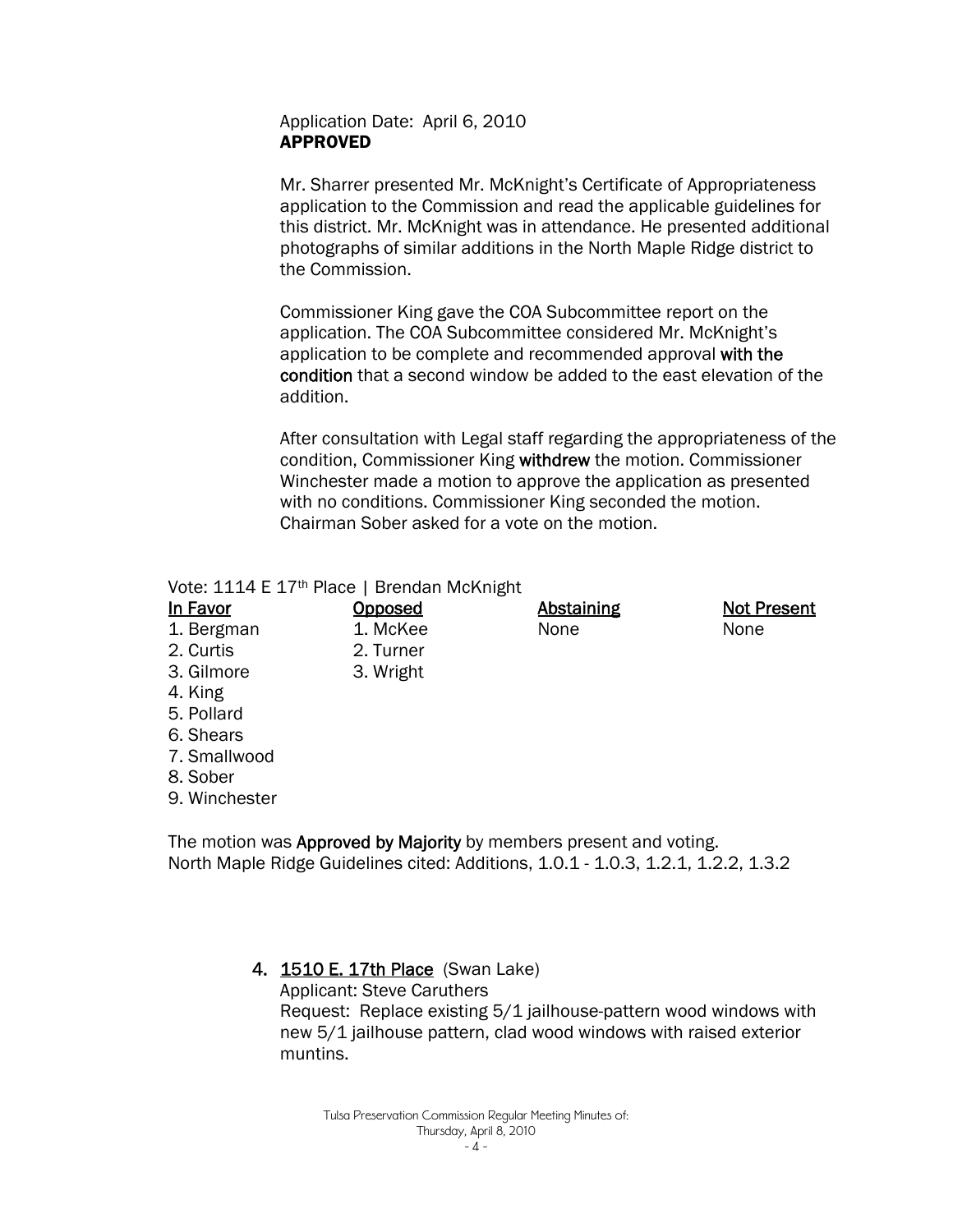Application Date: April 6, 2010
**APPROVED**

Mr. Sharrer presented Mr. McKnight's Certificate of Appropriateness application to the Commission and read the applicable guidelines for this district. Mr. McKnight was in attendance. He presented additional photographs of similar additions in the North Maple Ridge district to the Commission.

Commissioner King gave the COA Subcommittee report on the application. The COA Subcommittee considered Mr. McKnight's application to be complete and recommended approval **with the condition** that a second window be added to the east elevation of the addition.

After consultation with Legal staff regarding the appropriateness of the condition, Commissioner King **withdrew** the motion. Commissioner Winchester made a motion to approve the application as presented with no conditions. Commissioner King seconded the motion. Chairman Sober asked for a vote on the motion.

Vote: 1114 E 17th Place | Brendan McKnight

| In Favor | Opposed | Abstaining | Not Present |
|---|---|---|---|
| 1. Bergman | 1. McKee | None | None |
| 2. Curtis | 2. Turner | | |
| 3. Gilmore | 3. Wright | | |
| 4. King | | | |
| 5. Pollard | | | |
| 6. Shears | | | |
| 7. Smallwood | | | |
| 8. Sober | | | |
| 9. Winchester | | | |

The motion was **Approved by Majority** by members present and voting.
North Maple Ridge Guidelines cited: Additions, 1.0.1 - 1.0.3, 1.2.1, 1.2.2, 1.3.2

4. 1510 E. 17th Place (Swan Lake)
   Applicant: Steve Caruthers
   Request: Replace existing 5/1 jailhouse-pattern wood windows with new 5/1 jailhouse pattern, clad wood windows with raised exterior muntins.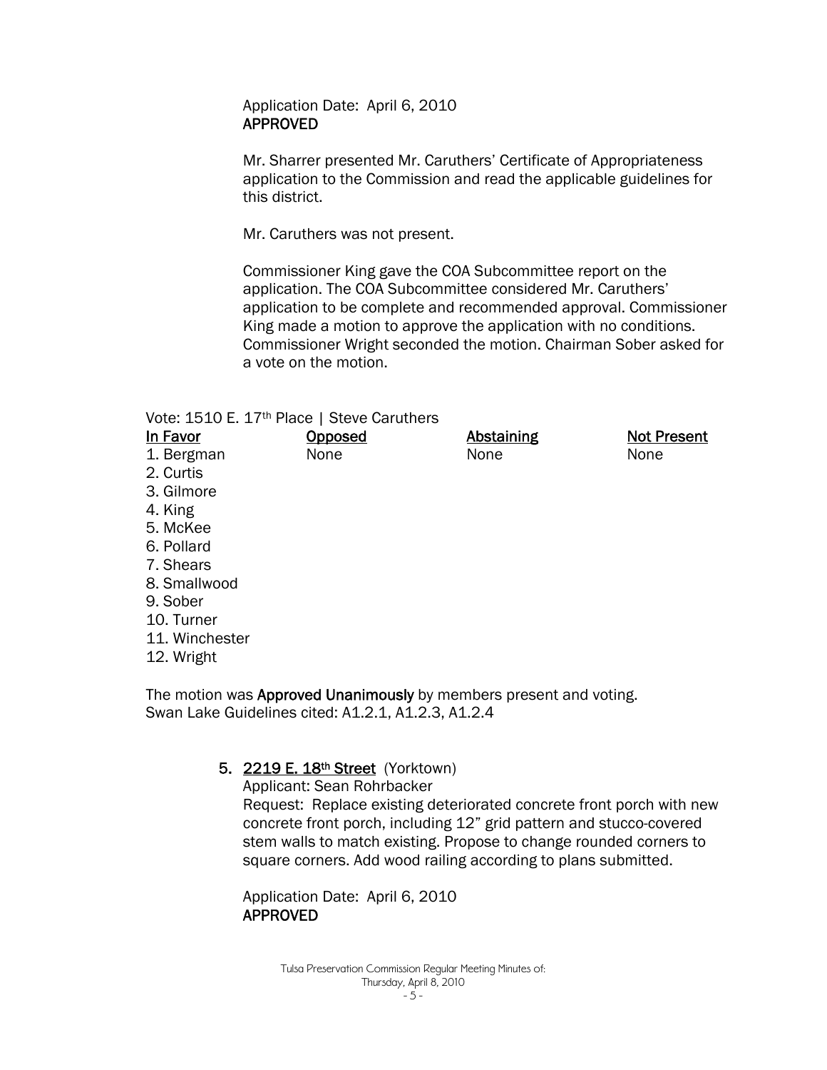Application Date: April 6, 2010
**APPROVED**

Mr. Sharrer presented Mr. Caruthers' Certificate of Appropriateness application to the Commission and read the applicable guidelines for this district.

Mr. Caruthers was not present.

Commissioner King gave the COA Subcommittee report on the application. The COA Subcommittee considered Mr. Caruthers' application to be complete and recommended approval. Commissioner King made a motion to approve the application with no conditions. Commissioner Wright seconded the motion. Chairman Sober asked for a vote on the motion.

Vote: 1510 E. 17th Place | Steve Caruthers

| In Favor | Opposed | Abstaining | Not Present |
|---|---|---|---|
| 1. Bergman | None | None | None |
| 2. Curtis | | | |
| 3. Gilmore | | | |
| 4. King | | | |
| 5. McKee | | | |
| 6. Pollard | | | |
| 7. Shears | | | |
| 8. Smallwood | | | |
| 9. Sober | | | |
| 10. Turner | | | |
| 11. Winchester | | | |
| 12. Wright | | | |

The motion was **Approved Unanimously** by members present and voting.
Swan Lake Guidelines cited: A1.2.1, A1.2.3, A1.2.4

5. **2219 E. 18th Street** (Yorktown)
   Applicant: Sean Rohrbacker
   Request: Replace existing deteriorated concrete front porch with new concrete front porch, including 12" grid pattern and stucco-covered stem walls to match existing. Propose to change rounded corners to square corners. Add wood railing according to plans submitted.

   Application Date: April 6, 2010
   **APPROVED**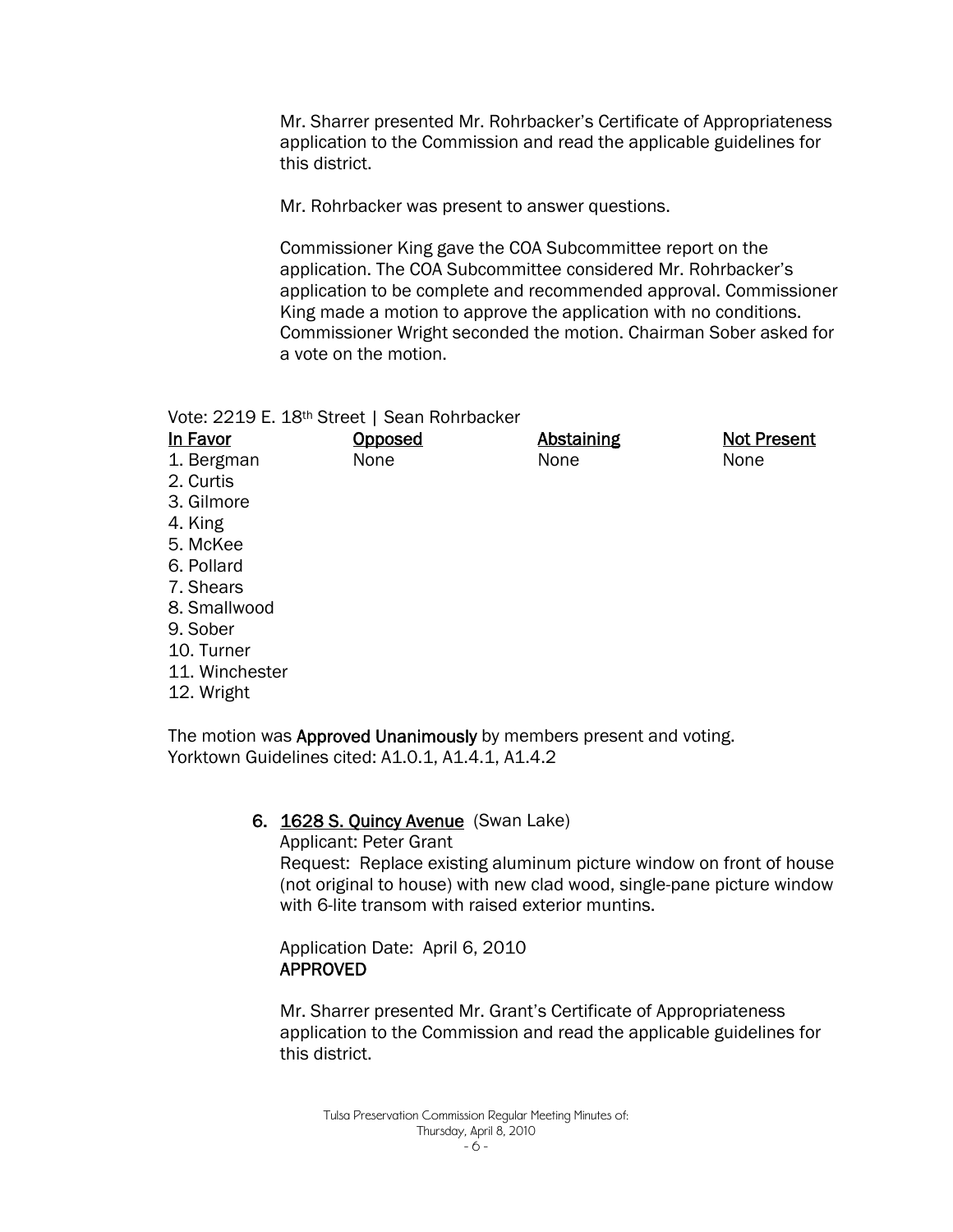Mr. Sharrer presented Mr. Rohrbacker's Certificate of Appropriateness application to the Commission and read the applicable guidelines for this district.

Mr. Rohrbacker was present to answer questions.

Commissioner King gave the COA Subcommittee report on the application. The COA Subcommittee considered Mr. Rohrbacker's application to be complete and recommended approval. Commissioner King made a motion to approve the application with no conditions. Commissioner Wright seconded the motion. Chairman Sober asked for a vote on the motion.

Vote: 2219 E. 18th Street | Sean Rohrbacker

| In Favor | Opposed | Abstaining | Not Present |
|---|---|---|---|
| 1. Bergman | None | None | None |
| 2. Curtis | | | |
| 3. Gilmore | | | |
| 4. King | | | |
| 5. McKee | | | |
| 6. Pollard | | | |
| 7. Shears | | | |
| 8. Smallwood | | | |
| 9. Sober | | | |
| 10. Turner | | | |
| 11. Winchester | | | |
| 12. Wright | | | |

The motion was **Approved Unanimously** by members present and voting.
Yorktown Guidelines cited: A1.0.1, A1.4.1, A1.4.2

**6. 1628 S. Quincy Avenue** (Swan Lake)
Applicant: Peter Grant
Request: Replace existing aluminum picture window on front of house (not original to house) with new clad wood, single-pane picture window with 6-lite transom with raised exterior muntins.

Application Date: April 6, 2010
**APPROVED**

Mr. Sharrer presented Mr. Grant's Certificate of Appropriateness application to the Commission and read the applicable guidelines for this district.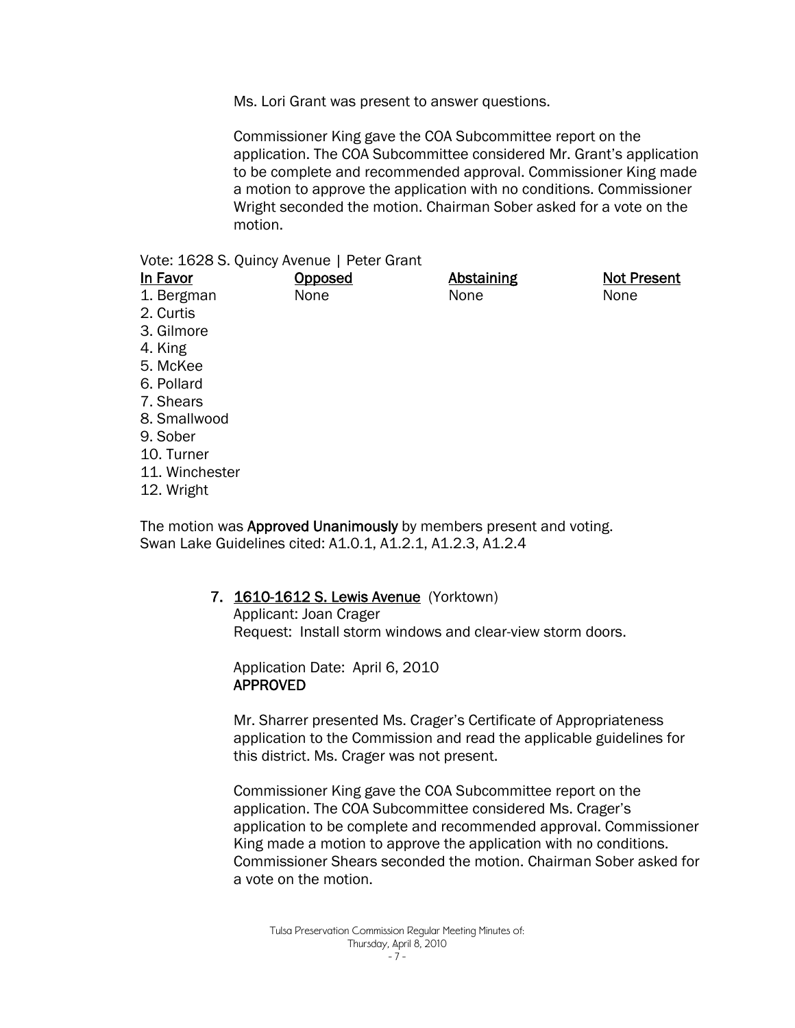Ms. Lori Grant was present to answer questions.

Commissioner King gave the COA Subcommittee report on the application. The COA Subcommittee considered Mr. Grant's application to be complete and recommended approval. Commissioner King made a motion to approve the application with no conditions. Commissioner Wright seconded the motion. Chairman Sober asked for a vote on the motion.

Vote: 1628 S. Quincy Avenue | Peter Grant

| In Favor | Opposed | Abstaining | Not Present |
|---|---|---|---|
| 1. Bergman | None | None | None |
| 2. Curtis | | | |
| 3. Gilmore | | | |
| 4. King | | | |
| 5. McKee | | | |
| 6. Pollard | | | |
| 7. Shears | | | |
| 8. Smallwood | | | |
| 9. Sober | | | |
| 10. Turner | | | |
| 11. Winchester | | | |
| 12. Wright | | | |

The motion was **Approved Unanimously** by members present and voting.
Swan Lake Guidelines cited: A1.0.1, A1.2.1, A1.2.3, A1.2.4

7. **1610-1612 S. Lewis Avenue** (Yorktown)
   Applicant: Joan Crager
   Request: Install storm windows and clear-view storm doors.

   Application Date: April 6, 2010
   **APPROVED**

   Mr. Sharrer presented Ms. Crager's Certificate of Appropriateness application to the Commission and read the applicable guidelines for this district. Ms. Crager was not present.

   Commissioner King gave the COA Subcommittee report on the application. The COA Subcommittee considered Ms. Crager's application to be complete and recommended approval. Commissioner King made a motion to approve the application with no conditions. Commissioner Shears seconded the motion. Chairman Sober asked for a vote on the motion.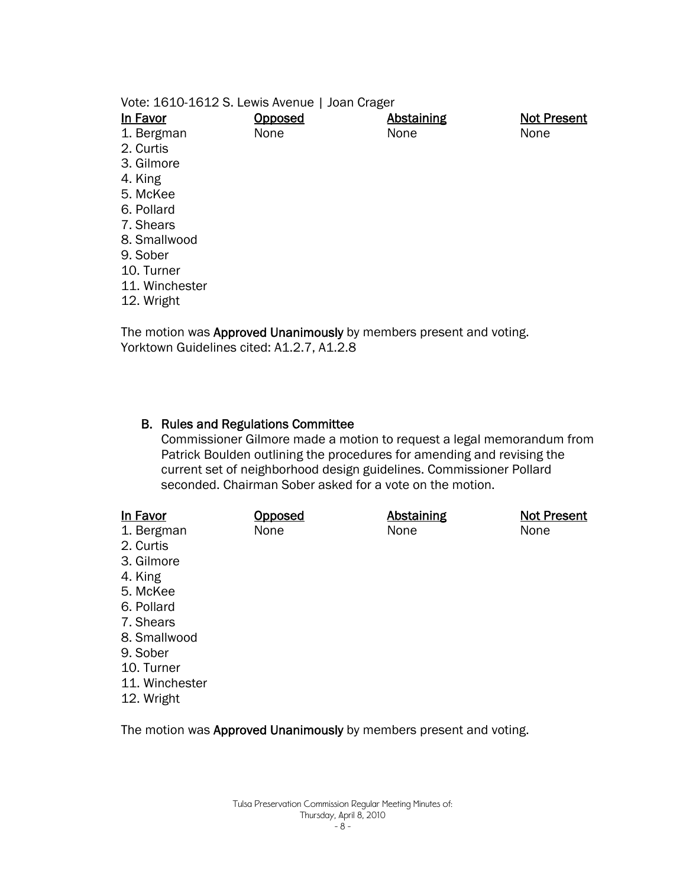Vote: 1610-1612 S. Lewis Avenue | Joan Crager

| In Favor | Opposed | Abstaining | Not Present |
|---|---|---|---|
| 1. Bergman | None | None | None |
| 2. Curtis | | | |
| 3. Gilmore | | | |
| 4. King | | | |
| 5. McKee | | | |
| 6. Pollard | | | |
| 7. Shears | | | |
| 8. Smallwood | | | |
| 9. Sober | | | |
| 10. Turner | | | |
| 11. Winchester | | | |
| 12. Wright | | | |

The motion was **Approved Unanimously** by members present and voting.
Yorktown Guidelines cited: A1.2.7, A1.2.8

### B. Rules and Regulations Committee

Commissioner Gilmore made a motion to request a legal memorandum from Patrick Boulden outlining the procedures for amending and revising the current set of neighborhood design guidelines. Commissioner Pollard seconded. Chairman Sober asked for a vote on the motion.

| In Favor | Opposed | Abstaining | Not Present |
|---|---|---|---|
| 1. Bergman | None | None | None |
| 2. Curtis | | | |
| 3. Gilmore | | | |
| 4. King | | | |
| 5. McKee | | | |
| 6. Pollard | | | |
| 7. Shears | | | |
| 8. Smallwood | | | |
| 9. Sober | | | |
| 10. Turner | | | |
| 11. Winchester | | | |
| 12. Wright | | | |

The motion was **Approved Unanimously** by members present and voting.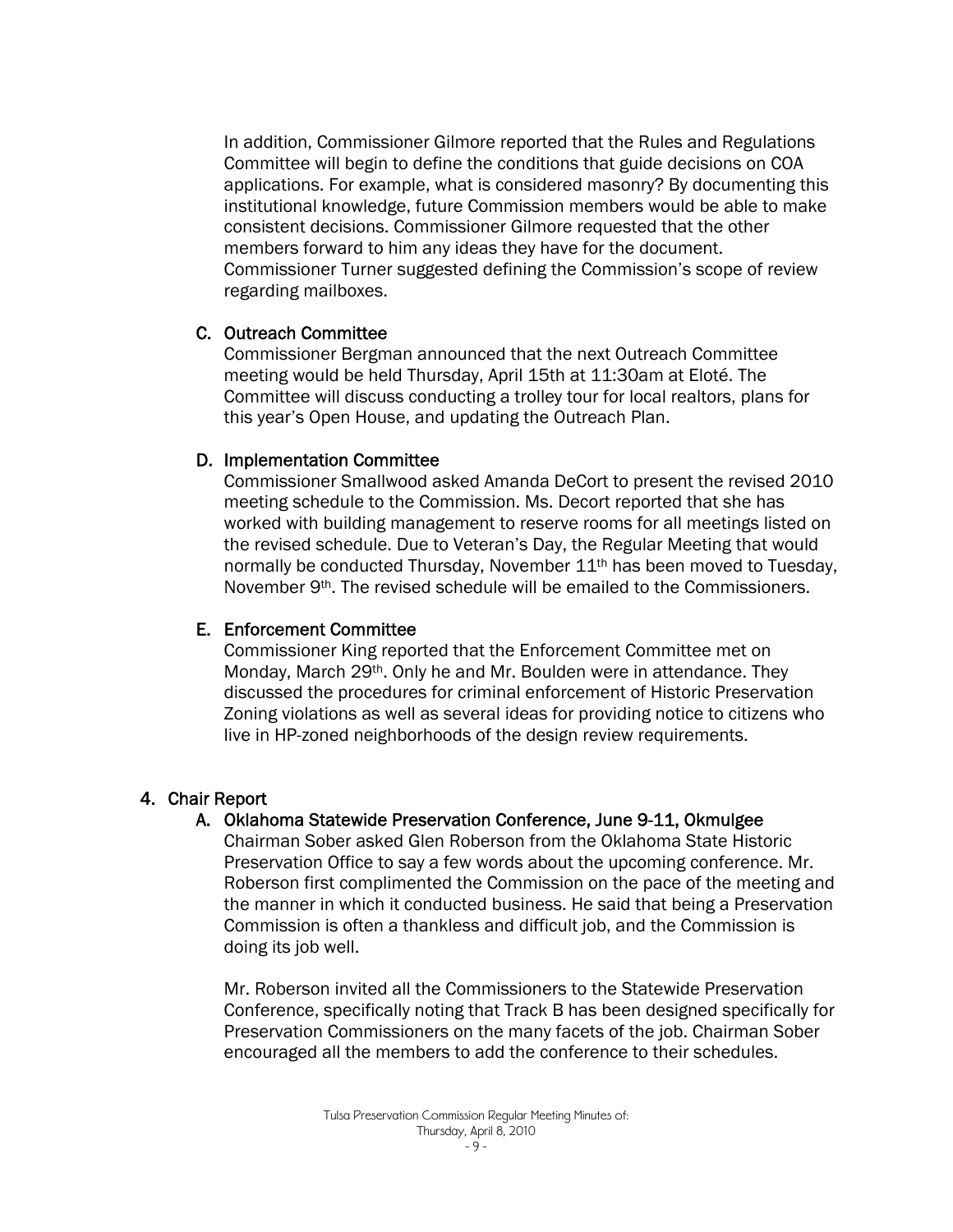In addition, Commissioner Gilmore reported that the Rules and Regulations Committee will begin to define the conditions that guide decisions on COA applications. For example, what is considered masonry? By documenting this institutional knowledge, future Commission members would be able to make consistent decisions. Commissioner Gilmore requested that the other members forward to him any ideas they have for the document. Commissioner Turner suggested defining the Commission's scope of review regarding mailboxes.

### C. Outreach Committee

Commissioner Bergman announced that the next Outreach Committee meeting would be held Thursday, April 15th at 11:30am at Eloté. The Committee will discuss conducting a trolley tour for local realtors, plans for this year's Open House, and updating the Outreach Plan.

### D. Implementation Committee

Commissioner Smallwood asked Amanda DeCort to present the revised 2010 meeting schedule to the Commission. Ms. Decort reported that she has worked with building management to reserve rooms for all meetings listed on the revised schedule. Due to Veteran's Day, the Regular Meeting that would normally be conducted Thursday, November 11th has been moved to Tuesday, November 9th. The revised schedule will be emailed to the Commissioners.

### E. Enforcement Committee

Commissioner King reported that the Enforcement Committee met on Monday, March 29th. Only he and Mr. Boulden were in attendance. They discussed the procedures for criminal enforcement of Historic Preservation Zoning violations as well as several ideas for providing notice to citizens who live in HP-zoned neighborhoods of the design review requirements.

## 4. Chair Report

### A. Oklahoma Statewide Preservation Conference, June 9-11, Okmulgee

Chairman Sober asked Glen Roberson from the Oklahoma State Historic Preservation Office to say a few words about the upcoming conference. Mr. Roberson first complimented the Commission on the pace of the meeting and the manner in which it conducted business. He said that being a Preservation Commission is often a thankless and difficult job, and the Commission is doing its job well.

Mr. Roberson invited all the Commissioners to the Statewide Preservation Conference, specifically noting that Track B has been designed specifically for Preservation Commissioners on the many facets of the job. Chairman Sober encouraged all the members to add the conference to their schedules.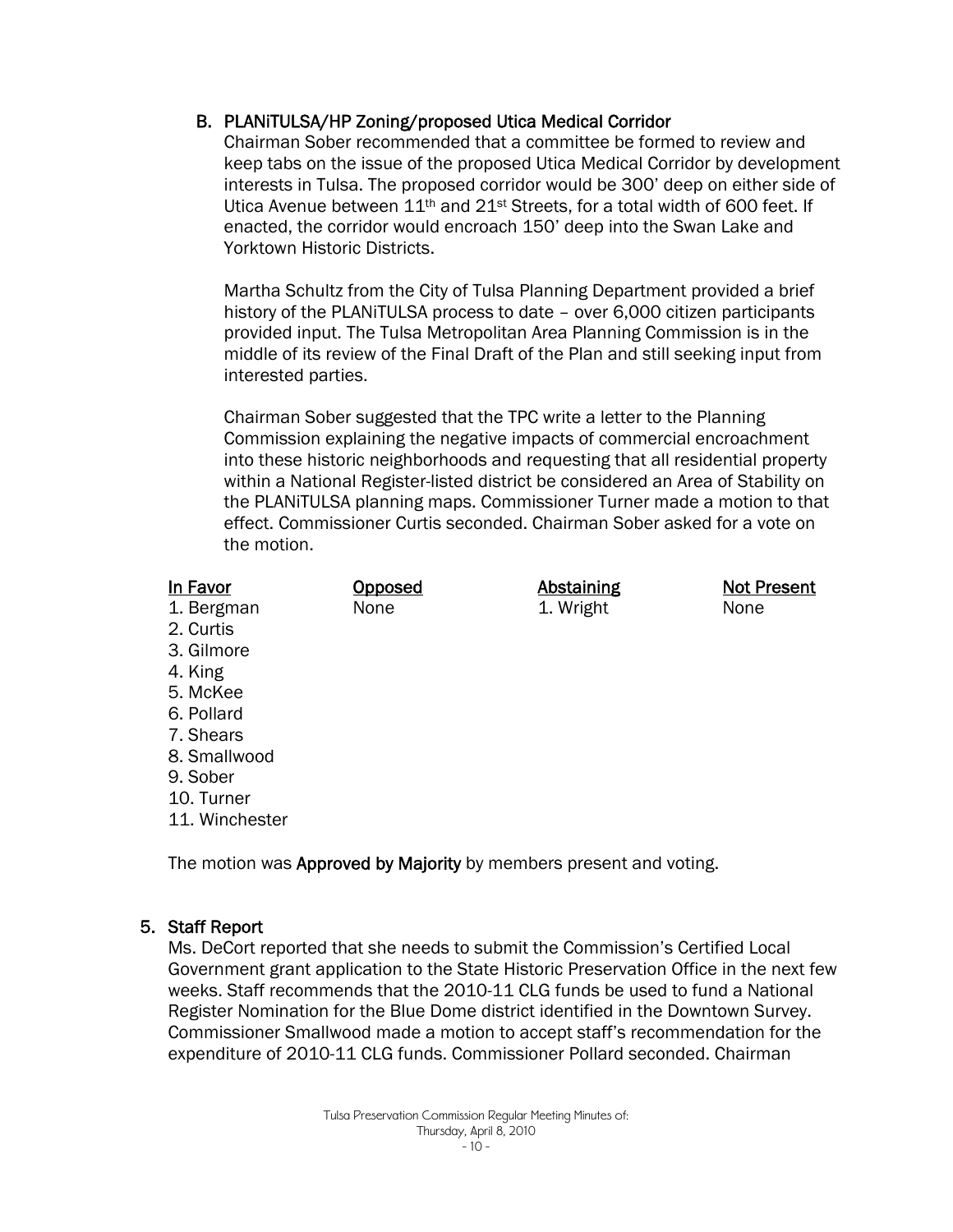### B. PLANiTULSA/HP Zoning/proposed Utica Medical Corridor

Chairman Sober recommended that a committee be formed to review and keep tabs on the issue of the proposed Utica Medical Corridor by development interests in Tulsa. The proposed corridor would be 300' deep on either side of Utica Avenue between 11th and 21st Streets, for a total width of 600 feet. If enacted, the corridor would encroach 150' deep into the Swan Lake and Yorktown Historic Districts.

Martha Schultz from the City of Tulsa Planning Department provided a brief history of the PLANiTULSA process to date – over 6,000 citizen participants provided input. The Tulsa Metropolitan Area Planning Commission is in the middle of its review of the Final Draft of the Plan and still seeking input from interested parties.

Chairman Sober suggested that the TPC write a letter to the Planning Commission explaining the negative impacts of commercial encroachment into these historic neighborhoods and requesting that all residential property within a National Register-listed district be considered an Area of Stability on the PLANiTULSA planning maps. Commissioner Turner made a motion to that effect. Commissioner Curtis seconded. Chairman Sober asked for a vote on the motion.

| In Favor | Opposed | Abstaining | Not Present |
|---|---|---|---|
| 1. Bergman | None | 1. Wright | None |
| 2. Curtis | | | |
| 3. Gilmore | | | |
| 4. King | | | |
| 5. McKee | | | |
| 6. Pollard | | | |
| 7. Shears | | | |
| 8. Smallwood | | | |
| 9. Sober | | | |
| 10. Turner | | | |
| 11. Winchester | | | |

The motion was **Approved by Majority** by members present and voting.

## 5. Staff Report

Ms. DeCort reported that she needs to submit the Commission's Certified Local Government grant application to the State Historic Preservation Office in the next few weeks. Staff recommends that the 2010-11 CLG funds be used to fund a National Register Nomination for the Blue Dome district identified in the Downtown Survey. Commissioner Smallwood made a motion to accept staff's recommendation for the expenditure of 2010-11 CLG funds. Commissioner Pollard seconded. Chairman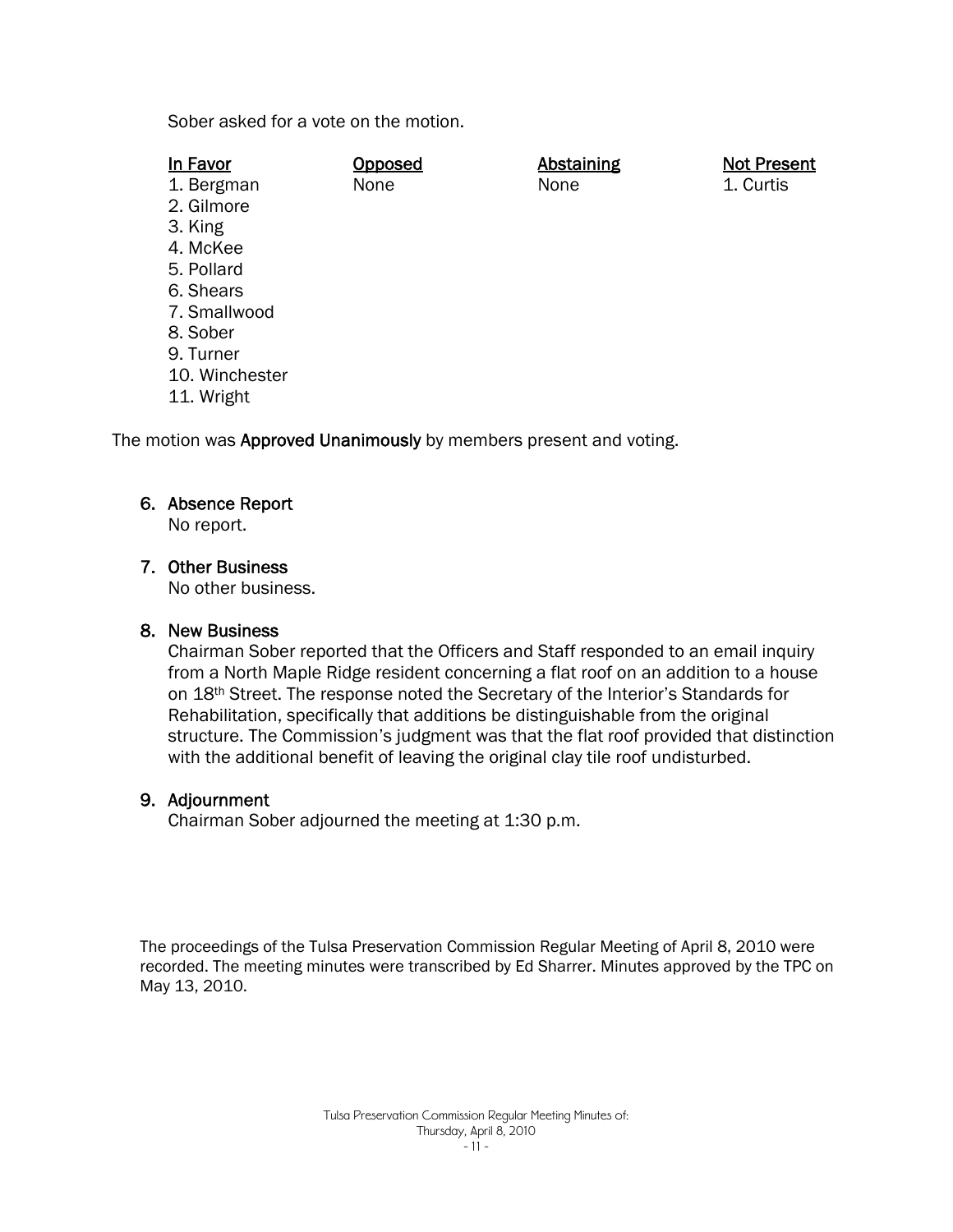Sober asked for a vote on the motion.

| In Favor | Opposed | Abstaining | Not Present |
| --- | --- | --- | --- |
| 1. Bergman | None | None | 1. Curtis |
| 2. Gilmore | | | |
| 3. King | | | |
| 4. McKee | | | |
| 5. Pollard | | | |
| 6. Shears | | | |
| 7. Smallwood | | | |
| 8. Sober | | | |
| 9. Turner | | | |
| 10. Winchester | | | |
| 11. Wright | | | |

The motion was **Approved Unanimously** by members present and voting.

6. **Absence Report**
   No report.

7. **Other Business**
   No other business.

8. **New Business**
   Chairman Sober reported that the Officers and Staff responded to an email inquiry from a North Maple Ridge resident concerning a flat roof on an addition to a house on 18th Street. The response noted the Secretary of the Interior's Standards for Rehabilitation, specifically that additions be distinguishable from the original structure. The Commission's judgment was that the flat roof provided that distinction with the additional benefit of leaving the original clay tile roof undisturbed.

9. **Adjournment**
   Chairman Sober adjourned the meeting at 1:30 p.m.

The proceedings of the Tulsa Preservation Commission Regular Meeting of April 8, 2010 were recorded. The meeting minutes were transcribed by Ed Sharrer. Minutes approved by the TPC on May 13, 2010.